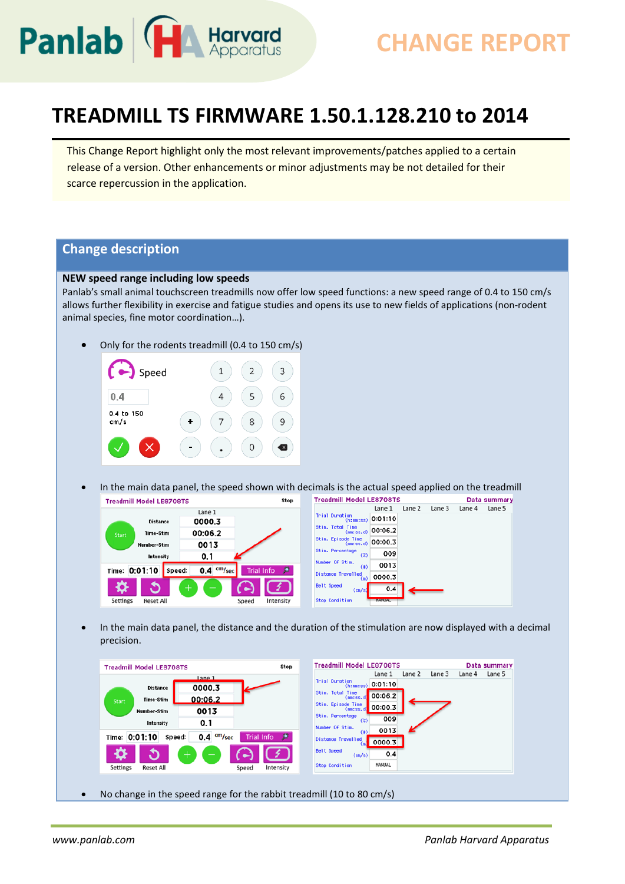# CHANGE REPORT

# TREADMILL TS FIRMWARE 1.50.1.128.210 to 2014

This Change Report highlight only the most relevant improvements/patches applied to a certain release of a version. Other enhancements or minor adjustments may be not detailed for their scarce repercussion in the application.

## Change description

### NEW speed range including low speeds

Panlab's small animal touchscreen treadmills now offer low speed functions: a new speed range of 0.4 to 150 cm/s allows further flexibility in exercise and fatigue studies and opens its use to new fields of applications (non-rodent animal species, fine motor coordination…).

- Only for the rodents treadmill (0.4 to 150 cm/s)
- In the main data panel, the speed shown with decimals is the actual speed applied on the treadmill
- In the main data panel, the distance and the duration of the stimulation are now displayed with a decimal precision.
- No change in the speed range for the rabbit treadmill (10 to 80 cm/s)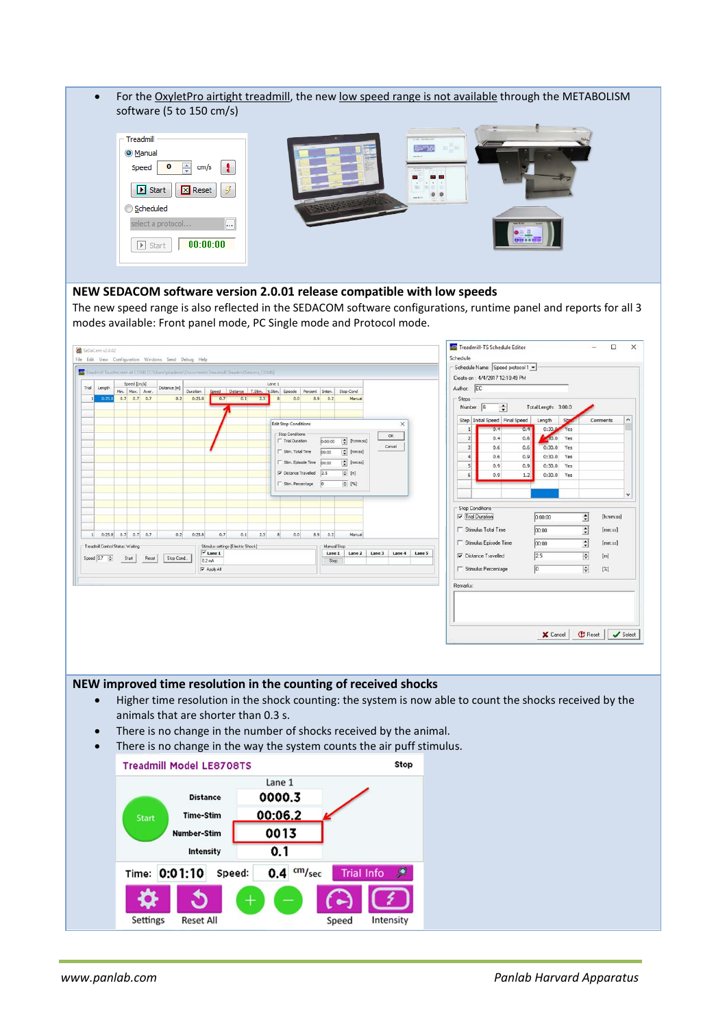- For the OxyletPro airtight treadmill, the new low speed range is not available through the METABOLISM software (5 to 150 cm/s)

## NEW SEDACOM software version 2.0.01 release compatible with low speeds

The new speed range is also reflected in the SEDACOM software configurations, runtime panel and reports for all 3 modes available: Front panel mode, PC Single mode and Protocol mode.

## NEW improved time resolution in the counting of received shocks

- Higher time resolution in the shock counting: the system is now able to count the shocks received by the animals that are shorter than 0.3 s.
- There is no change in the number of shocks received by the animal.
- There is no change in the way the system counts the air puff stimulus.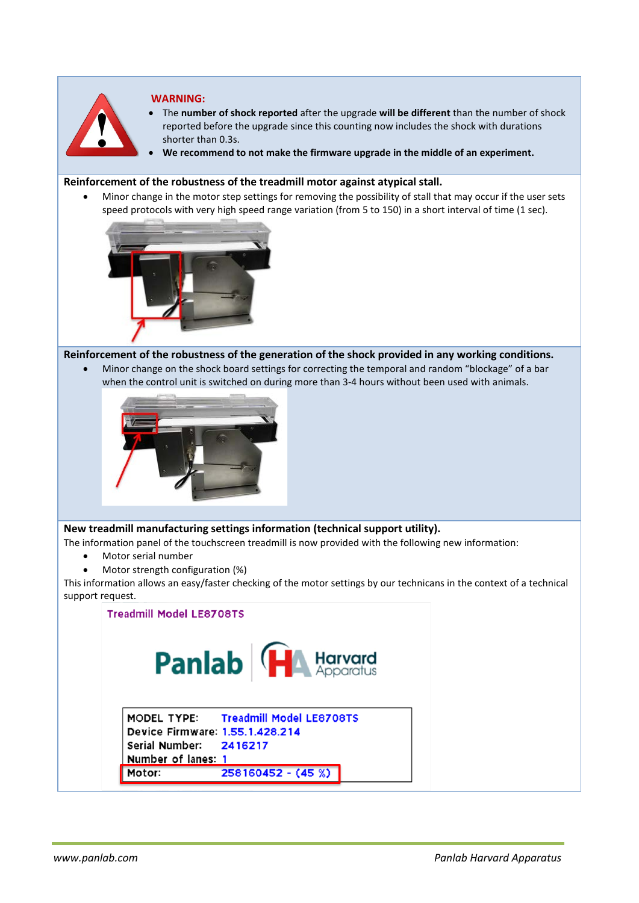**WARNING:**

- The **number of shock reported** after the upgrade **will be different** than the number of shock reported before the upgrade since this counting now includes the shock with durations shorter than 0.3s.
- **We recommend to not make the firmware upgrade in the middle of an experiment.**

**Reinforcement of the robustness of the treadmill motor against atypical stall.**

- Minor change in the motor step settings for removing the possibility of stall that may occur if the user sets speed protocols with very high speed range variation (from 5 to 150) in a short interval of time (1 sec).

**Reinforcement of the robustness of the generation of the shock provided in any working conditions.**

- Minor change on the shock board settings for correcting the temporal and random “blockage” of a bar when the control unit is switched on during more than 3-4 hours without been used with animals.

**New treadmill manufacturing settings information (technical support utility).**

The information panel of the touchscreen treadmill is now provided with the following new information:

- Motor serial number
- Motor strength configuration (%)

This information allows an easy/faster checking of the motor settings by our technicans in the context of a technical support request.

Treadmill Model LE8708TS

Panlab | Harvard Apparatus

| | |
|---|---|
| MODEL TYPE: | Treadmill Model LE8708TS |
| Device Firmware: | 1.55.1.428.214 |
| Serial Number: | 2416217 |
| Number of lanes: | 1 |
| Motor: | 258160452 - (45 %) |